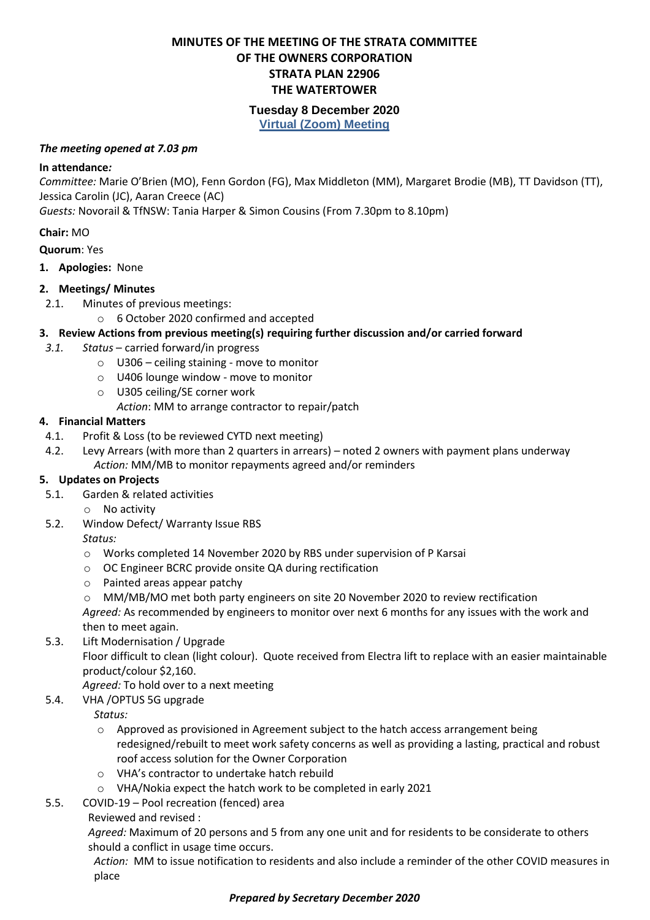# MINUTES OF THE MEETING OF THE STRATA COMMITTEE OF THE OWNERS CORPORATION STRATA PLAN 22906 THE WATERTOWER

## Tuesday 8 December 2020

**Virtual (Zoom) Meeting**

***The meeting opened at 7.03 pm***

**In attendance*:***

*Committee:* Marie O'Brien (MO), Fenn Gordon (FG), Max Middleton (MM), Margaret Brodie (MB), TT Davidson (TT), Jessica Carolin (JC), Aaran Creece (AC)

*Guests:* Novorail & TfNSW: Tania Harper & Simon Cousins (From 7.30pm to 8.10pm)

**Chair:** MO

**Quorum**: Yes

1. **Apologies:** None
2. **Meetings/ Minutes**
   - 2.1. Minutes of previous meetings:
     - 6 October 2020 confirmed and accepted
3. **Review Actions from previous meeting(s) requiring further discussion and/or carried forward**
   - *3.1. Status* – carried forward/in progress
     - U306 – ceiling staining - move to monitor
     - U406 lounge window - move to monitor
     - U305 ceiling/SE corner work

       *Action*: MM to arrange contractor to repair/patch
4. **Financial Matters**
   - 4.1. Profit & Loss (to be reviewed CYTD next meeting)
   - 4.2. Levy Arrears (with more than 2 quarters in arrears) – noted 2 owners with payment plans underway

     *Action:* MM/MB to monitor repayments agreed and/or reminders
5. **Updates on Projects**
   - 5.1. Garden & related activities
     - No activity
   - 5.2. Window Defect/ Warranty Issue RBS

     *Status:*
     - Works completed 14 November 2020 by RBS under supervision of P Karsai
     - OC Engineer BCRC provide onsite QA during rectification
     - Painted areas appear patchy
     - MM/MB/MO met both party engineers on site 20 November 2020 to review rectification

     *Agreed:* As recommended by engineers to monitor over next 6 months for any issues with the work and then to meet again.
   - 5.3. Lift Modernisation / Upgrade

     Floor difficult to clean (light colour). Quote received from Electra lift to replace with an easier maintainable product/colour $2,160.

     *Agreed:* To hold over to a next meeting
   - 5.4. VHA /OPTUS 5G upgrade

     *Status:*
     - Approved as provisioned in Agreement subject to the hatch access arrangement being redesigned/rebuilt to meet work safety concerns as well as providing a lasting, practical and robust roof access solution for the Owner Corporation
     - VHA's contractor to undertake hatch rebuild
     - VHA/Nokia expect the hatch work to be completed in early 2021
   - 5.5. COVID-19 – Pool recreation (fenced) area

     Reviewed and revised :

     *Agreed:* Maximum of 20 persons and 5 from any one unit and for residents to be considerate to others should a conflict in usage time occurs.

     *Action:* MM to issue notification to residents and also include a reminder of the other COVID measures in place

***Prepared by Secretary December 2020***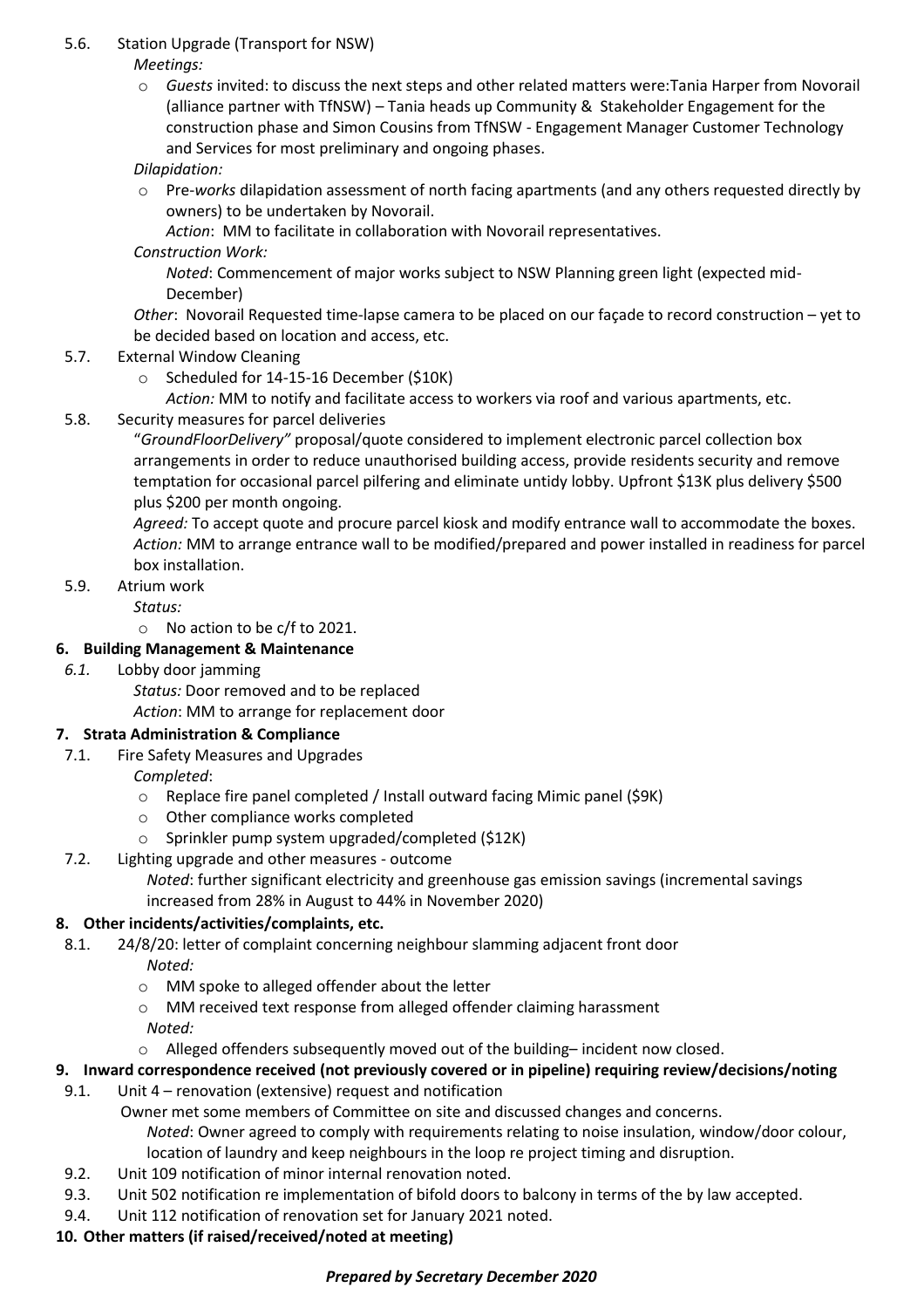5.6. Station Upgrade (Transport for NSW)

*Meetings:*

- *Guests* invited: to discuss the next steps and other related matters were:Tania Harper from Novorail (alliance partner with TfNSW) – Tania heads up Community & Stakeholder Engagement for the construction phase and Simon Cousins from TfNSW - Engagement Manager Customer Technology and Services for most preliminary and ongoing phases.

*Dilapidation:*

- Pre-*works* dilapidation assessment of north facing apartments (and any others requested directly by owners) to be undertaken by Novorail.
  *Action*: MM to facilitate in collaboration with Novorail representatives.

*Construction Work:*

*Noted*: Commencement of major works subject to NSW Planning green light (expected mid-December)

*Other*: Novorail Requested time-lapse camera to be placed on our façade to record construction – yet to be decided based on location and access, etc.

5.7. External Window Cleaning

- Scheduled for 14-15-16 December ($10K)
  *Action:* MM to notify and facilitate access to workers via roof and various apartments, etc.

5.8. Security measures for parcel deliveries

"*GroundFloorDelivery"* proposal/quote considered to implement electronic parcel collection box arrangements in order to reduce unauthorised building access, provide residents security and remove temptation for occasional parcel pilfering and eliminate untidy lobby. Upfront $13K plus delivery $500 plus $200 per month ongoing.

*Agreed:* To accept quote and procure parcel kiosk and modify entrance wall to accommodate the boxes.
*Action:* MM to arrange entrance wall to be modified/prepared and power installed in readiness for parcel box installation.

5.9. Atrium work

*Status:*

- No action to be c/f to 2021.

**6. Building Management & Maintenance**

*6.1.* Lobby door jamming

*Status:* Door removed and to be replaced
*Action*: MM to arrange for replacement door

**7. Strata Administration & Compliance**

7.1. Fire Safety Measures and Upgrades

*Completed*:

- Replace fire panel completed / Install outward facing Mimic panel ($9K)
- Other compliance works completed
- Sprinkler pump system upgraded/completed ($12K)

7.2. Lighting upgrade and other measures - outcome

*Noted*: further significant electricity and greenhouse gas emission savings (incremental savings increased from 28% in August to 44% in November 2020)

**8. Other incidents/activities/complaints, etc.**

8.1. 24/8/20: letter of complaint concerning neighbour slamming adjacent front door

*Noted:*

- MM spoke to alleged offender about the letter
- MM received text response from alleged offender claiming harassment

*Noted:*

- Alleged offenders subsequently moved out of the building– incident now closed.

**9. Inward correspondence received (not previously covered or in pipeline) requiring review/decisions/noting**

9.1. Unit 4 – renovation (extensive) request and notification

Owner met some members of Committee on site and discussed changes and concerns.
*Noted*: Owner agreed to comply with requirements relating to noise insulation, window/door colour, location of laundry and keep neighbours in the loop re project timing and disruption.

9.2. Unit 109 notification of minor internal renovation noted.

9.3. Unit 502 notification re implementation of bifold doors to balcony in terms of the by law accepted.

9.4. Unit 112 notification of renovation set for January 2021 noted.

**10. Other matters (if raised/received/noted at meeting)**

***Prepared by Secretary December 2020***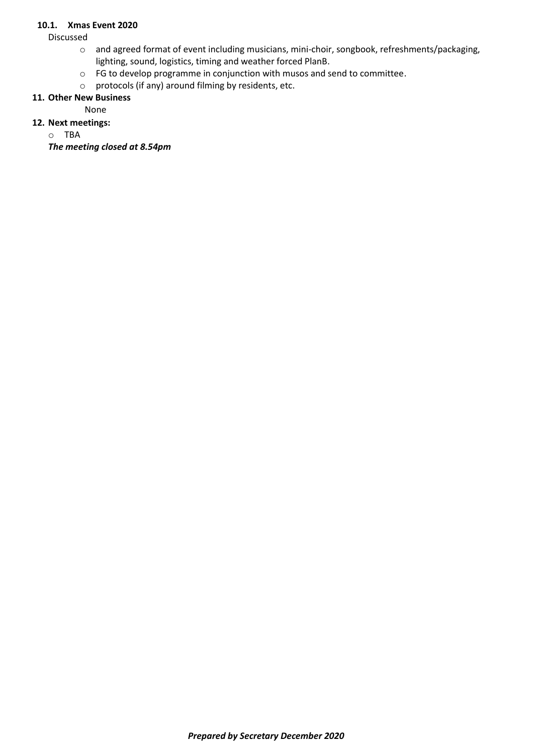### 10.1. Xmas Event 2020

Discussed

- and agreed format of event including musicians, mini-choir, songbook, refreshments/packaging, lighting, sound, logistics, timing and weather forced PlanB.
- FG to develop programme in conjunction with musos and send to committee.
- protocols (if any) around filming by residents, etc.

## 11. Other New Business

None

## 12. Next meetings:

- TBA

***The meeting closed at 8.54pm***

***Prepared by Secretary December 2020***